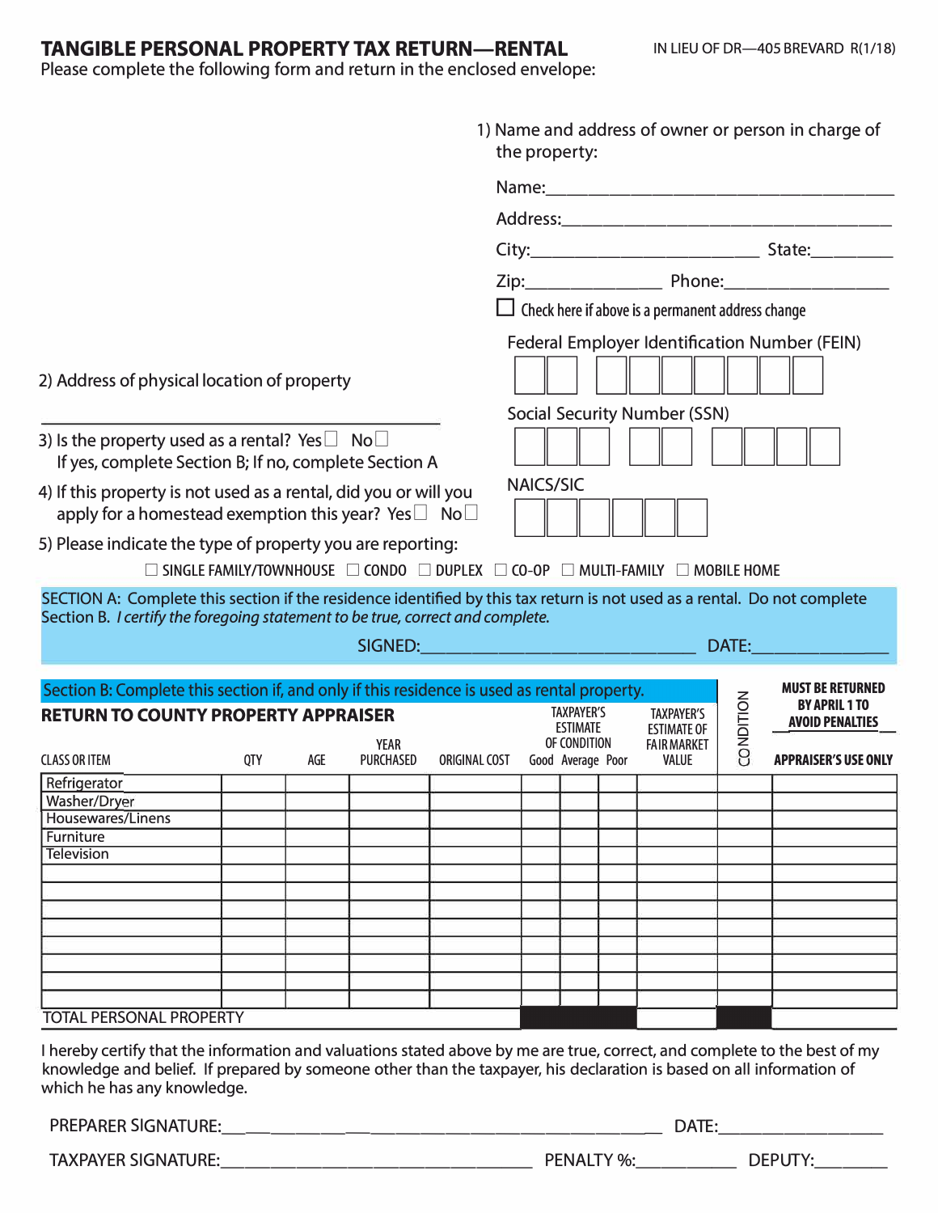# TANGIBLE PERSONAL PROPERTY TAX RETURN—RENTAL

IN LIEU OF DR—405 BREVARD R(1/18)

Please complete the following form and return in the enclosed envelope:

1) Name and address of owner or person in charge of the property:

Name:________________________________________

Address:______________________________________

City:__________________________ State:_________

Zip:_______________ Phone:___________________

☐ Check here if above is a permanent address change

Federal Employer Identification Number (FEIN)

☐☐ ☐☐☐☐☐☐☐

Social Security Number (SSN)

☐☐☐ ☐☐ ☐☐☐☐

NAICS/SIC

☐☐☐☐☐☐

2) Address of physical location of property

_____________________________________________

3) Is the property used as a rental? Yes ☐ No ☐
If yes, complete Section B; If no, complete Section A

4) If this property is not used as a rental, did you or will you apply for a homestead exemption this year? Yes ☐ No ☐

5) Please indicate the type of property you are reporting:

☐ SINGLE FAMILY/TOWNHOUSE ☐ CONDO ☐ DUPLEX ☐ CO-OP ☐ MULTI-FAMILY ☐ MOBILE HOME

SECTION A: Complete this section if the residence identified by this tax return is not used as a rental. Do not complete Section B. *I certify the foregoing statement to be true, correct and complete.*

SIGNED:_______________________________ DATE:_______________

Section B: Complete this section if, and only if this residence is used as rental property.

**RETURN TO COUNTY PROPERTY APPRAISER**

**MUST BE RETURNED BY APRIL 1 TO AVOID PENALTIES**

| CLASS OR ITEM | QTY | AGE | YEAR PURCHASED | ORIGINAL COST | TAXPAYER'S ESTIMATE OF CONDITION Good | Average | Poor | TAXPAYER'S ESTIMATE OF FAIR MARKET VALUE | CONDITION | APPRAISER'S USE ONLY |
|---|---|---|---|---|---|---|---|---|---|---|
| Refrigerator | | | | | | | | | | |
| Washer/Dryer | | | | | | | | | | |
| Housewares/Linens | | | | | | | | | | |
| Furniture | | | | | | | | | | |
| Television | | | | | | | | | | |
| | | | | | | | | | | |
| | | | | | | | | | | |
| | | | | | | | | | | |
| | | | | | | | | | | |
| | | | | | | | | | | |
| | | | | | | | | | | |
| | | | | | | | | | | |
| TOTAL PERSONAL PROPERTY | | | | | | | | | | |

I hereby certify that the information and valuations stated above by me are true, correct, and complete to the best of my knowledge and belief. If prepared by someone other than the taxpayer, his declaration is based on all information of which he has any knowledge.

PREPARER SIGNATURE:___________________________________ DATE:__________________

TAXPAYER SIGNATURE:__________________________ PENALTY %:___________ DEPUTY:________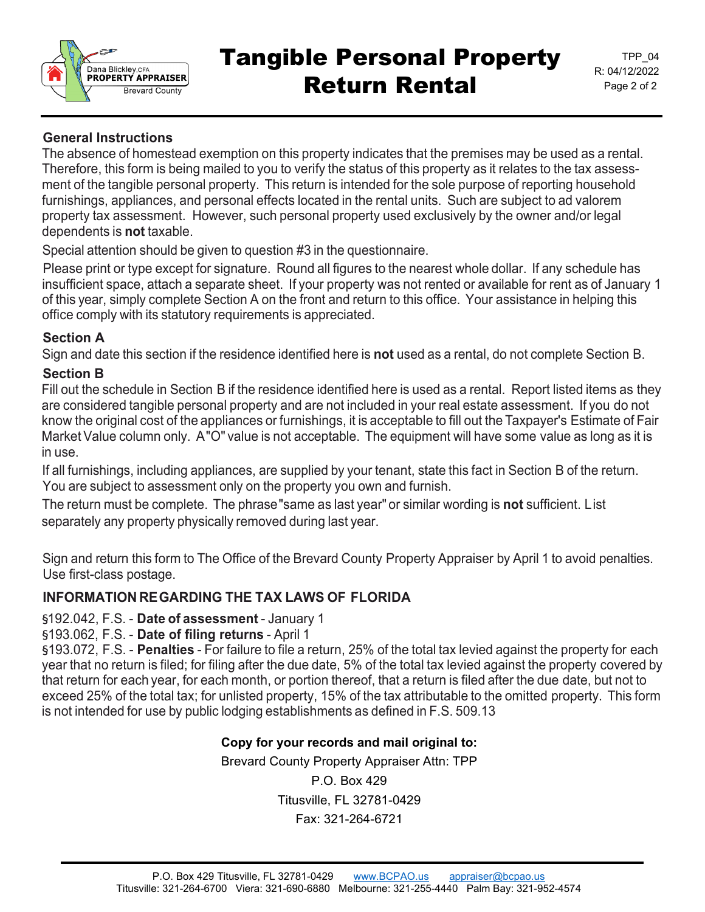# Tangible Personal Property Return Rental

TPP_04
R: 04/12/2022

### General Instructions

The absence of homestead exemption on this property indicates that the premises may be used as a rental. Therefore, this form is being mailed to you to verify the status of this property as it relates to the tax assessment of the tangible personal property. This return is intended for the sole purpose of reporting household furnishings, appliances, and personal effects located in the rental units. Such are subject to ad valorem property tax assessment. However, such personal property used exclusively by the owner and/or legal dependents is **not** taxable.

Special attention should be given to question #3 in the questionnaire.

Please print or type except for signature. Round all figures to the nearest whole dollar. If any schedule has insufficient space, attach a separate sheet. If your property was not rented or available for rent as of January 1 of this year, simply complete Section A on the front and return to this office. Your assistance in helping this office comply with its statutory requirements is appreciated.

### Section A

Sign and date this section if the residence identified here is **not** used as a rental, do not complete Section B.

### Section B

Fill out the schedule in Section B if the residence identified here is used as a rental. Report listed items as they are considered tangible personal property and are not included in your real estate assessment. If you do not know the original cost of the appliances or furnishings, it is acceptable to fill out the Taxpayer's Estimate of Fair Market Value column only. A "O" value is not acceptable. The equipment will have some value as long as it is in use.

If all furnishings, including appliances, are supplied by your tenant, state this fact in Section B of the return. You are subject to assessment only on the property you own and furnish.

The return must be complete. The phrase "same as last year" or similar wording is **not** sufficient. List separately any property physically removed during last year.

Sign and return this form to The Office of the Brevard County Property Appraiser by April 1 to avoid penalties. Use first-class postage.

### INFORMATION REGARDING THE TAX LAWS OF FLORIDA

§192.042, F.S. - **Date of assessment** - January 1

§193.062, F.S. - **Date of filing returns** - April 1

§193.072, F.S. - **Penalties** - For failure to file a return, 25% of the total tax levied against the property for each year that no return is filed; for filing after the due date, 5% of the total tax levied against the property covered by that return for each year, for each month, or portion thereof, that a return is filed after the due date, but not to exceed 25% of the total tax; for unlisted property, 15% of the tax attributable to the omitted property. This form is not intended for use by public lodging establishments as defined in F.S. 509.13

**Copy for your records and mail original to:**

Brevard County Property Appraiser Attn: TPP
P.O. Box 429
Titusville, FL 32781-0429
Fax: 321-264-6721

P.O. Box 429 Titusville, FL 32781-0429 www.BCPAO.us appraiser@bcpao.us
Titusville: 321-264-6700 Viera: 321-690-6880 Melbourne: 321-255-4440 Palm Bay: 321-952-4574